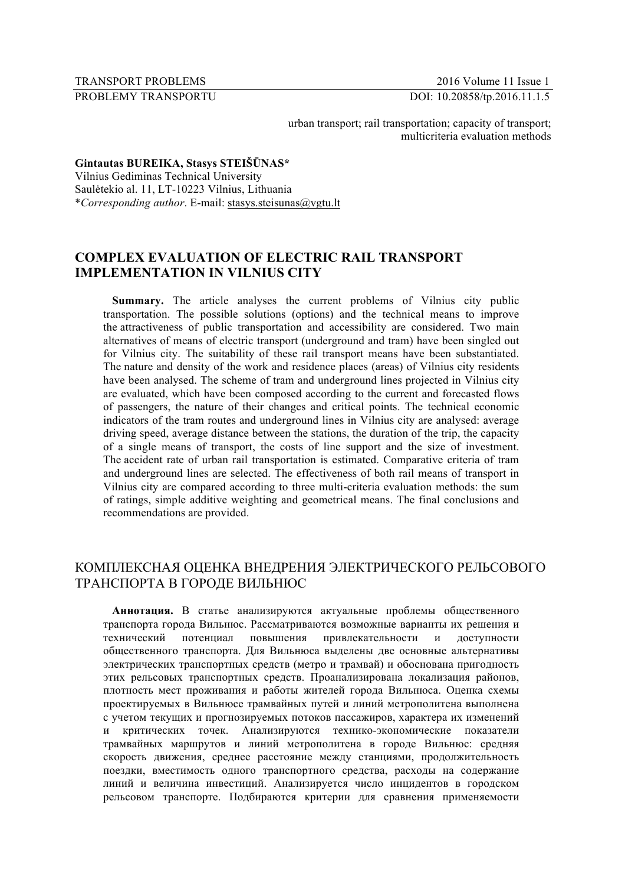urban transport; rail transportation; capacity of transport; multicriteria evaluation methods

**Gintautas BUREIKA, Stasys STEIŠŪNAS***
Vilnius Gediminas Technical University
Saulėtekio al. 11, LT-10223 Vilnius, Lithuania
**Corresponding author*. E-mail: stasys.steisunas@vgtu.lt

# COMPLEX EVALUATION OF ELECTRIC RAIL TRANSPORT IMPLEMENTATION IN VILNIUS CITY

**Summary.** The article analyses the current problems of Vilnius city public transportation. The possible solutions (options) and the technical means to improve the attractiveness of public transportation and accessibility are considered. Two main alternatives of means of electric transport (underground and tram) have been singled out for Vilnius city. The suitability of these rail transport means have been substantiated. The nature and density of the work and residence places (areas) of Vilnius city residents have been analysed. The scheme of tram and underground lines projected in Vilnius city are evaluated, which have been composed according to the current and forecasted flows of passengers, the nature of their changes and critical points. The technical economic indicators of the tram routes and underground lines in Vilnius city are analysed: average driving speed, average distance between the stations, the duration of the trip, the capacity of a single means of transport, the costs of line support and the size of investment. The accident rate of urban rail transportation is estimated. Comparative criteria of tram and underground lines are selected. The effectiveness of both rail means of transport in Vilnius city are compared according to three multi-criteria evaluation methods: the sum of ratings, simple additive weighting and geometrical means. The final conclusions and recommendations are provided.

# КОМПЛЕКСНАЯ ОЦЕНКА ВНЕДРЕНИЯ ЭЛЕКТРИЧЕСКОГО РЕЛЬСОВОГО ТРАНСПОРТА В ГОРОДЕ ВИЛЬНЮС

**Аннотация.** В статье анализируются актуальные проблемы общественного транспорта города Вильнюс. Рассматриваются возможные варианты их решения и технический потенциал повышения привлекательности и доступности общественного транспорта. Для Вильнюса выделены две основные альтернативы электрических транспортных средств (метро и трамвай) и обоснована пригодность этих рельсовых транспортных средств. Проанализирована локализация районов, плотность мест проживания и работы жителей города Вильнюса. Оценка схемы проектируемых в Вильнюсе трамвайных путей и линий метрополитена выполнена с учетом текущих и прогнозируемых потоков пассажиров, характера их изменений и критических точек. Анализируются технико-экономические показатели трамвайных маршрутов и линий метрополитена в городе Вильнюс: средняя скорость движения, среднее расстояние между станциями, продолжительность поездки, вместимость одного транспортного средства, расходы на содержание линий и величина инвестиций. Анализируется число инцидентов в городском рельсовом транспорте. Подбираются критерии для сравнения применяемости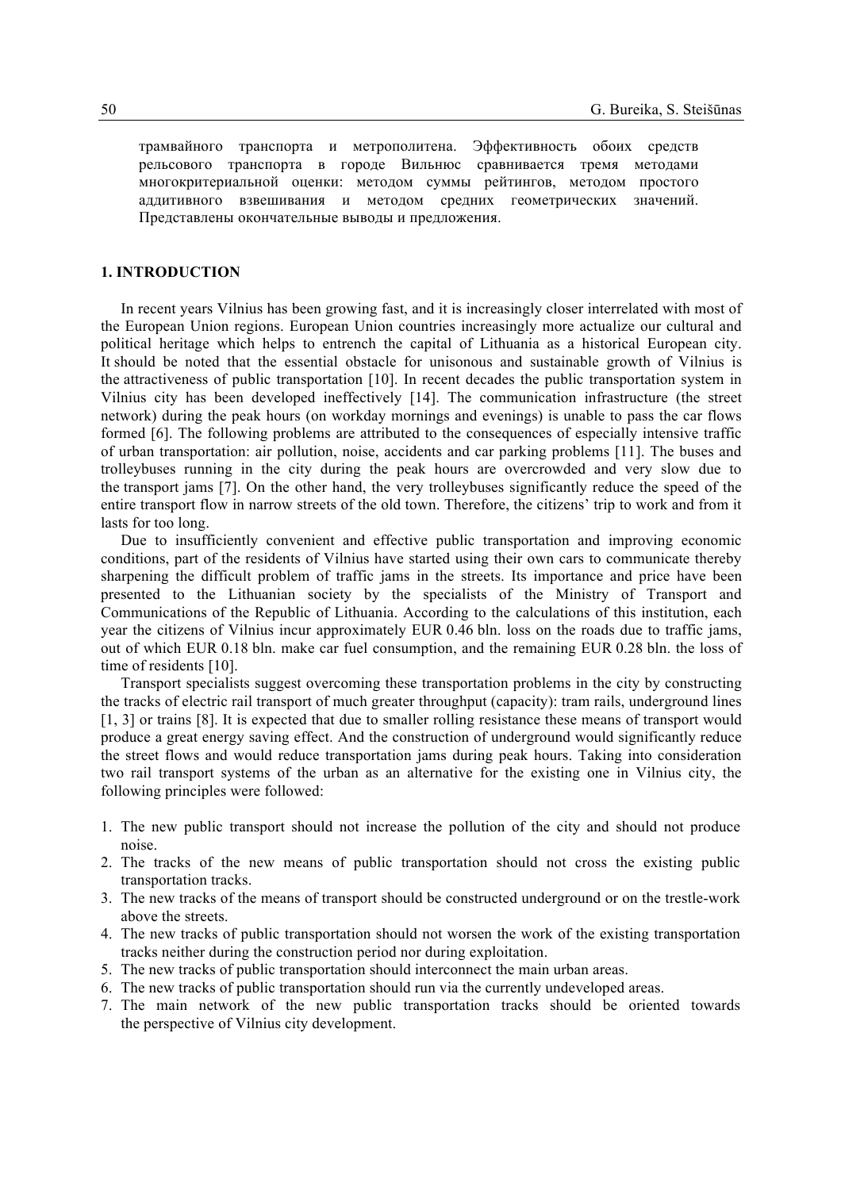трамвайного транспорта и метрополитена. Эффективность обоих средств рельсового транспорта в городе Вильнюс сравнивается тремя методами многокритериальной оценки: методом суммы рейтингов, методом простого аддитивного взвешивания и методом средних геометрических значений. Представлены окончательные выводы и предложения.

## 1. INTRODUCTION

In recent years Vilnius has been growing fast, and it is increasingly closer interrelated with most of the European Union regions. European Union countries increasingly more actualize our cultural and political heritage which helps to entrench the capital of Lithuania as a historical European city. It should be noted that the essential obstacle for unisonous and sustainable growth of Vilnius is the attractiveness of public transportation [10]. In recent decades the public transportation system in Vilnius city has been developed ineffectively [14]. The communication infrastructure (the street network) during the peak hours (on workday mornings and evenings) is unable to pass the car flows formed [6]. The following problems are attributed to the consequences of especially intensive traffic of urban transportation: air pollution, noise, accidents and car parking problems [11]. The buses and trolleybuses running in the city during the peak hours are overcrowded and very slow due to the transport jams [7]. On the other hand, the very trolleybuses significantly reduce the speed of the entire transport flow in narrow streets of the old town. Therefore, the citizens' trip to work and from it lasts for too long.

Due to insufficiently convenient and effective public transportation and improving economic conditions, part of the residents of Vilnius have started using their own cars to communicate thereby sharpening the difficult problem of traffic jams in the streets. Its importance and price have been presented to the Lithuanian society by the specialists of the Ministry of Transport and Communications of the Republic of Lithuania. According to the calculations of this institution, each year the citizens of Vilnius incur approximately EUR 0.46 bln. loss on the roads due to traffic jams, out of which EUR 0.18 bln. make car fuel consumption, and the remaining EUR 0.28 bln. the loss of time of residents [10].

Transport specialists suggest overcoming these transportation problems in the city by constructing the tracks of electric rail transport of much greater throughput (capacity): tram rails, underground lines [1, 3] or trains [8]. It is expected that due to smaller rolling resistance these means of transport would produce a great energy saving effect. And the construction of underground would significantly reduce the street flows and would reduce transportation jams during peak hours. Taking into consideration two rail transport systems of the urban as an alternative for the existing one in Vilnius city, the following principles were followed:

1. The new public transport should not increase the pollution of the city and should not produce noise.
2. The tracks of the new means of public transportation should not cross the existing public transportation tracks.
3. The new tracks of the means of transport should be constructed underground or on the trestle-work above the streets.
4. The new tracks of public transportation should not worsen the work of the existing transportation tracks neither during the construction period nor during exploitation.
5. The new tracks of public transportation should interconnect the main urban areas.
6. The new tracks of public transportation should run via the currently undeveloped areas.
7. The main network of the new public transportation tracks should be oriented towards the perspective of Vilnius city development.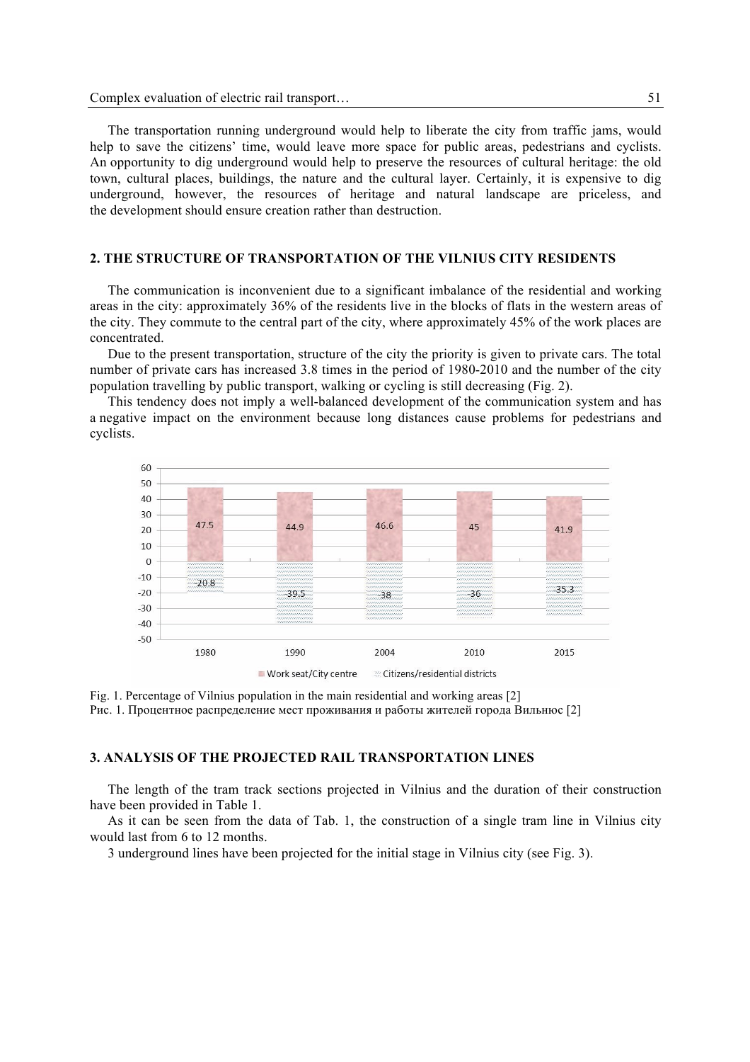The transportation running underground would help to liberate the city from traffic jams, would help to save the citizens' time, would leave more space for public areas, pedestrians and cyclists. An opportunity to dig underground would help to preserve the resources of cultural heritage: the old town, cultural places, buildings, the nature and the cultural layer. Certainly, it is expensive to dig underground, however, the resources of heritage and natural landscape are priceless, and the development should ensure creation rather than destruction.

## 2. THE STRUCTURE OF TRANSPORTATION OF THE VILNIUS CITY RESIDENTS

The communication is inconvenient due to a significant imbalance of the residential and working areas in the city: approximately 36% of the residents live in the blocks of flats in the western areas of the city. They commute to the central part of the city, where approximately 45% of the work places are concentrated.

Due to the present transportation, structure of the city the priority is given to private cars. The total number of private cars has increased 3.8 times in the period of 1980-2010 and the number of the city population travelling by public transport, walking or cycling is still decreasing (Fig. 2).

This tendency does not imply a well-balanced development of the communication system and has a negative impact on the environment because long distances cause problems for pedestrians and cyclists.

Fig. 1. Percentage of Vilnius population in the main residential and working areas [2]
Рис. 1. Процентное распределение мест проживания и работы жителей города Вильнюс [2]

## 3. ANALYSIS OF THE PROJECTED RAIL TRANSPORTATION LINES

The length of the tram track sections projected in Vilnius and the duration of their construction have been provided in Table 1.

As it can be seen from the data of Tab. 1, the construction of a single tram line in Vilnius city would last from 6 to 12 months.

3 underground lines have been projected for the initial stage in Vilnius city (see Fig. 3).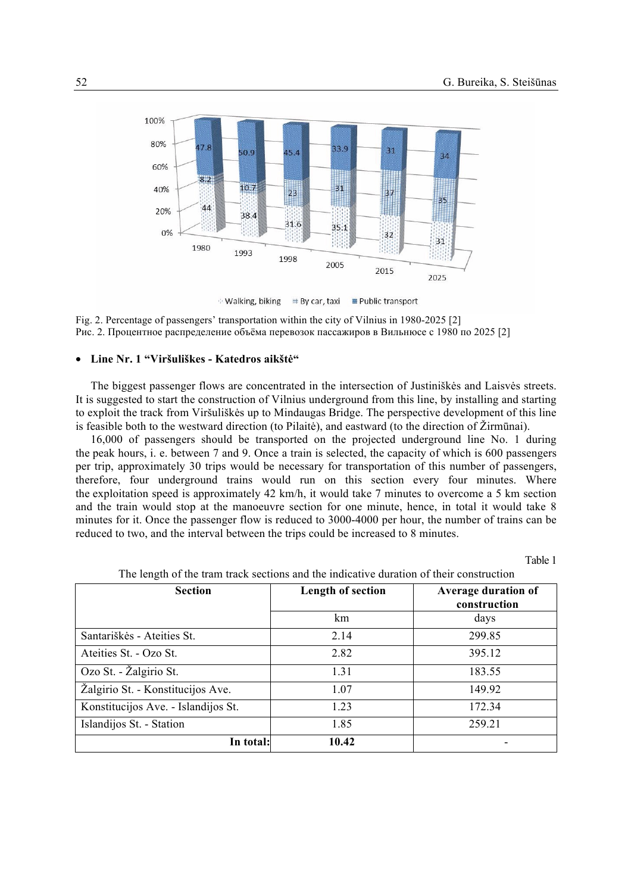Fig. 2. Percentage of passengers' transportation within the city of Vilnius in 1980-2025 [2]
Рис. 2. Процентное распределение объёма перевозок пассажиров в Вильнюсе с 1980 по 2025 [2]

- **Line Nr. 1 "Viršuliškes - Katedros aikštė"**

The biggest passenger flows are concentrated in the intersection of Justiniškės and Laisvės streets. It is suggested to start the construction of Vilnius underground from this line, by installing and starting to exploit the track from Viršuliškės up to Mindaugas Bridge. The perspective development of this line is feasible both to the westward direction (to Pilaitė), and eastward (to the direction of Žirmūnai).

16,000 of passengers should be transported on the projected underground line No. 1 during the peak hours, i. e. between 7 and 9. Once a train is selected, the capacity of which is 600 passengers per trip, approximately 30 trips would be necessary for transportation of this number of passengers, therefore, four underground trains would run on this section every four minutes. Where the exploitation speed is approximately 42 km/h, it would take 7 minutes to overcome a 5 km section and the train would stop at the manoeuvre section for one minute, hence, in total it would take 8 minutes for it. Once the passenger flow is reduced to 3000-4000 per hour, the number of trains can be reduced to two, and the interval between the trips could be increased to 8 minutes.

Table 1

The length of the tram track sections and the indicative duration of their construction

| Section | Length of section | Average duration of construction |
|---|---|---|
| | km | days |
| Santariškės - Ateities St. | 2.14 | 299.85 |
| Ateities St. - Ozo St. | 2.82 | 395.12 |
| Ozo St. - Žalgirio St. | 1.31 | 183.55 |
| Žalgirio St. - Konstitucijos Ave. | 1.07 | 149.92 |
| Konstitucijos Ave. - Islandijos St. | 1.23 | 172.34 |
| Islandijos St. - Station | 1.85 | 259.21 |
| **In total:** | **10.42** | - |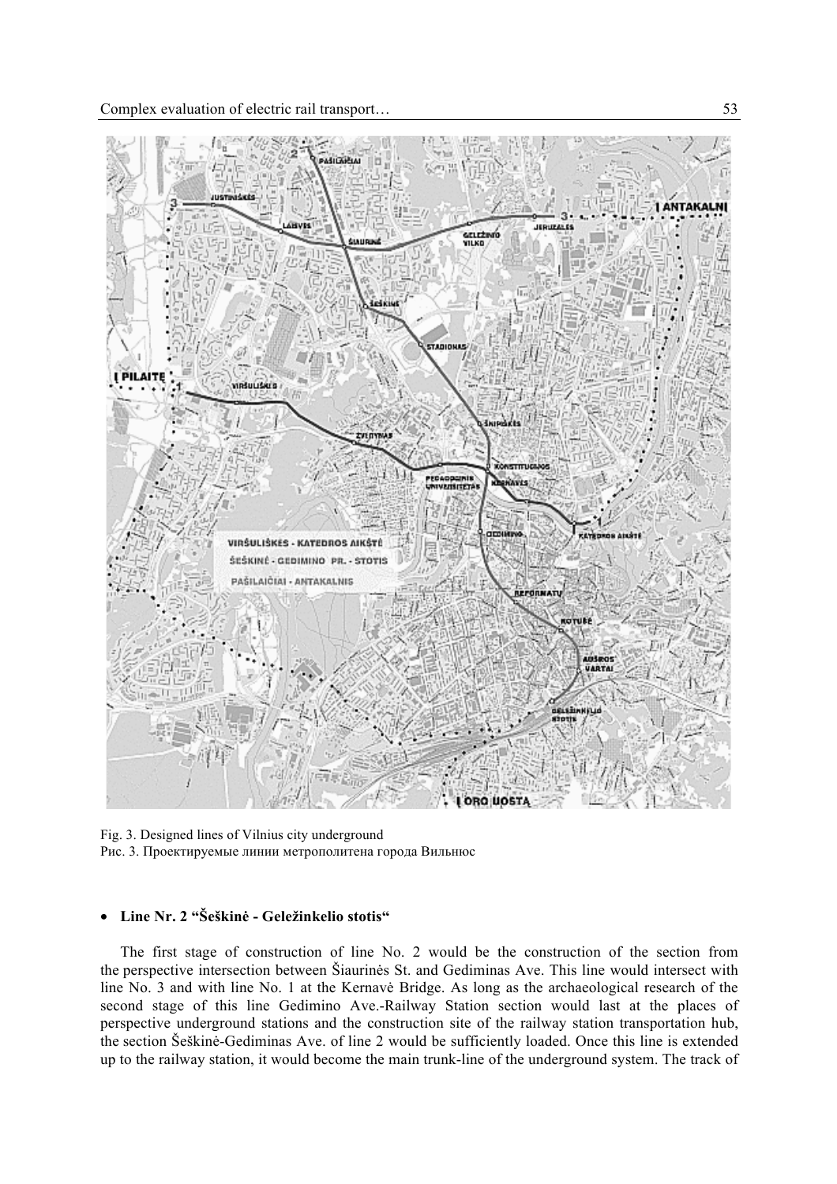Fig. 3. Designed lines of Vilnius city underground
Рис. 3. Проектируемые линии метрополитена города Вильнюс

- **Line Nr. 2 "Šeškinė - Geležinkelio stotis"**

The first stage of construction of line No. 2 would be the construction of the section from the perspective intersection between Šiaurinės St. and Gediminas Ave. This line would intersect with line No. 3 and with line No. 1 at the Kernavė Bridge. As long as the archaeological research of the second stage of this line Gedimino Ave.-Railway Station section would last at the places of perspective underground stations and the construction site of the railway station transportation hub, the section Šeškinė-Gediminas Ave. of line 2 would be sufficiently loaded. Once this line is extended up to the railway station, it would become the main trunk-line of the underground system. The track of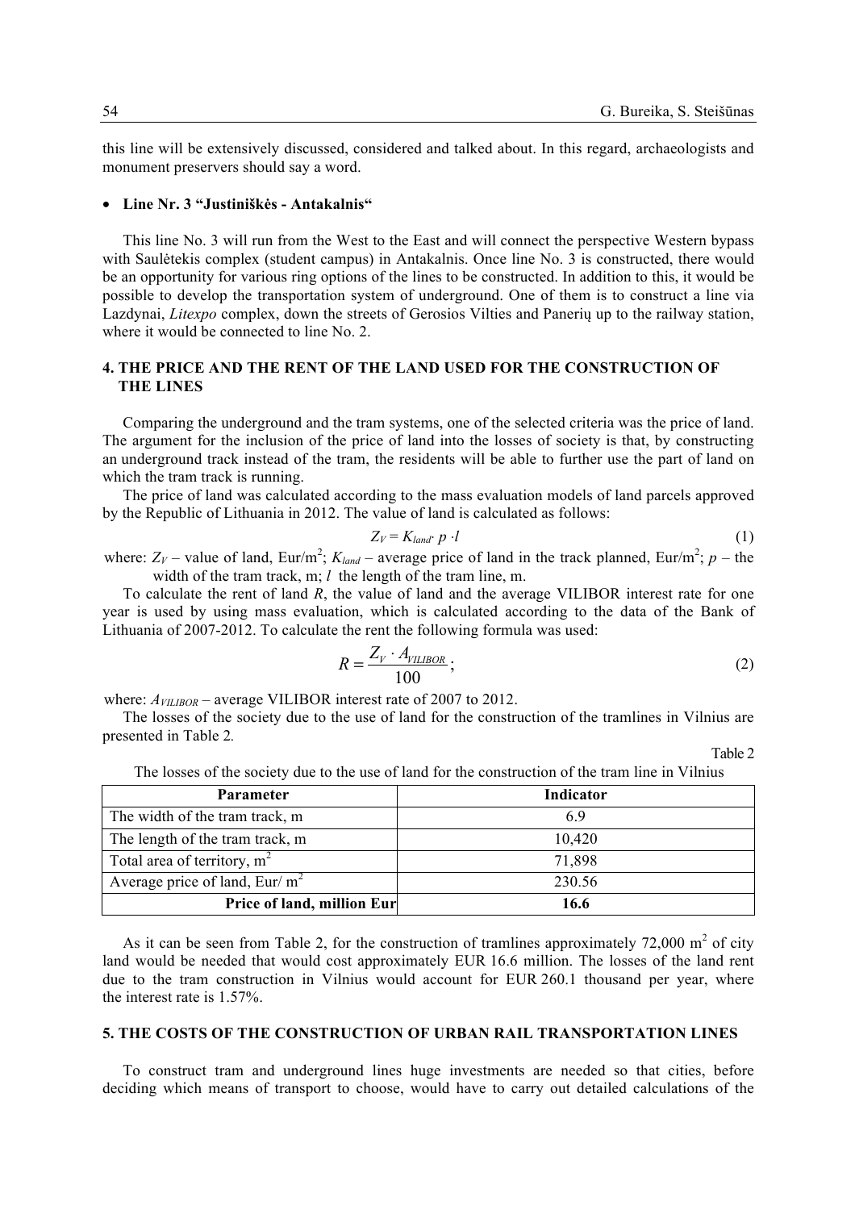this line will be extensively discussed, considered and talked about. In this regard, archaeologists and monument preservers should say a word.

- **Line Nr. 3 "Justiniškės - Antakalnis"**

This line No. 3 will run from the West to the East and will connect the perspective Western bypass with Saulėtekis complex (student campus) in Antakalnis. Once line No. 3 is constructed, there would be an opportunity for various ring options of the lines to be constructed. In addition to this, it would be possible to develop the transportation system of underground. One of them is to construct a line via Lazdynai, *Litexpo* complex, down the streets of Gerosios Vilties and Panerių up to the railway station, where it would be connected to line No. 2.

## 4. THE PRICE AND THE RENT OF THE LAND USED FOR THE CONSTRUCTION OF THE LINES

Comparing the underground and the tram systems, one of the selected criteria was the price of land. The argument for the inclusion of the price of land into the losses of society is that, by constructing an underground track instead of the tram, the residents will be able to further use the part of land on which the tram track is running.

The price of land was calculated according to the mass evaluation models of land parcels approved by the Republic of Lithuania in 2012. The value of land is calculated as follows:

$$Z_V = K_{land} \cdot p \cdot l \tag{1}$$

where: $Z_V$ – value of land, Eur/m$^2$; $K_{land}$ – average price of land in the track planned, Eur/m$^2$; $p$ – the width of the tram track, m; $l$ the length of the tram line, m.

To calculate the rent of land $R$, the value of land and the average VILIBOR interest rate for one year is used by using mass evaluation, which is calculated according to the data of the Bank of Lithuania of 2007-2012. To calculate the rent the following formula was used:

$$R = \frac{Z_V \cdot A_{VILIBOR}}{100}; \tag{2}$$

where: $A_{VILIBOR}$ – average VILIBOR interest rate of 2007 to 2012.

The losses of the society due to the use of land for the construction of the tramlines in Vilnius are presented in Table 2.

Table 2

The losses of the society due to the use of land for the construction of the tram line in Vilnius

| Parameter | Indicator |
|---|---|
| The width of the tram track, m | 6.9 |
| The length of the tram track, m | 10,420 |
| Total area of territory, m$^2$ | 71,898 |
| Average price of land, Eur/ m$^2$ | 230.56 |
| **Price of land, million Eur** | **16.6** |

As it can be seen from Table 2, for the construction of tramlines approximately 72,000 m$^2$ of city land would be needed that would cost approximately EUR 16.6 million. The losses of the land rent due to the tram construction in Vilnius would account for EUR 260.1 thousand per year, where the interest rate is 1.57%.

## 5. THE COSTS OF THE CONSTRUCTION OF URBAN RAIL TRANSPORTATION LINES

To construct tram and underground lines huge investments are needed so that cities, before deciding which means of transport to choose, would have to carry out detailed calculations of the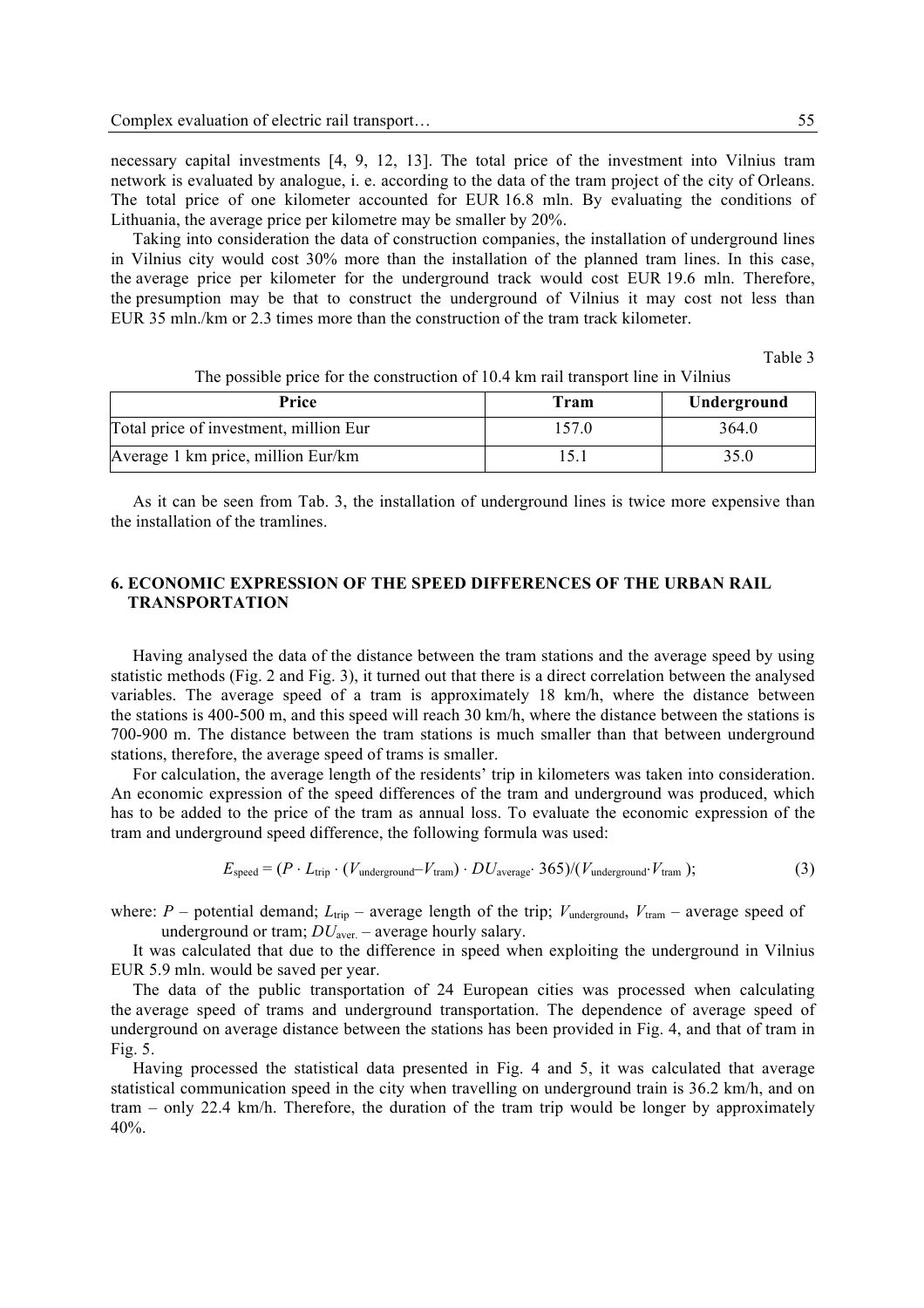necessary capital investments [4, 9, 12, 13]. The total price of the investment into Vilnius tram network is evaluated by analogue, i. e. according to the data of the tram project of the city of Orleans. The total price of one kilometer accounted for EUR 16.8 mln. By evaluating the conditions of Lithuania, the average price per kilometre may be smaller by 20%.

Taking into consideration the data of construction companies, the installation of underground lines in Vilnius city would cost 30% more than the installation of the planned tram lines. In this case, the average price per kilometer for the underground track would cost EUR 19.6 mln. Therefore, the presumption may be that to construct the underground of Vilnius it may cost not less than EUR 35 mln./km or 2.3 times more than the construction of the tram track kilometer.

Table 3

The possible price for the construction of 10.4 km rail transport line in Vilnius

| Price | Tram | Underground |
|---|---|---|
| Total price of investment, million Eur | 157.0 | 364.0 |
| Average 1 km price, million Eur/km | 15.1 | 35.0 |

As it can be seen from Tab. 3, the installation of underground lines is twice more expensive than the installation of the tramlines.

## 6. ECONOMIC EXPRESSION OF THE SPEED DIFFERENCES OF THE URBAN RAIL TRANSPORTATION

Having analysed the data of the distance between the tram stations and the average speed by using statistic methods (Fig. 2 and Fig. 3), it turned out that there is a direct correlation between the analysed variables. The average speed of a tram is approximately 18 km/h, where the distance between the stations is 400-500 m, and this speed will reach 30 km/h, where the distance between the stations is 700-900 m. The distance between the tram stations is much smaller than that between underground stations, therefore, the average speed of trams is smaller.

For calculation, the average length of the residents' trip in kilometers was taken into consideration. An economic expression of the speed differences of the tram and underground was produced, which has to be added to the price of the tram as annual loss. To evaluate the economic expression of the tram and underground speed difference, the following formula was used:

$$E_{\text{speed}} = (P \cdot L_{\text{trip}} \cdot (V_{\text{underground}} - V_{\text{tram}}) \cdot DU_{\text{average}} \cdot 365)/(V_{\text{underground}} \cdot V_{\text{tram}}); \quad (3)$$

where: $P$ – potential demand; $L_{\text{trip}}$ – average length of the trip; $V_{\text{underground}}$, $V_{\text{tram}}$ – average speed of underground or tram; $DU_{\text{aver.}}$ – average hourly salary.

It was calculated that due to the difference in speed when exploiting the underground in Vilnius EUR 5.9 mln. would be saved per year.

The data of the public transportation of 24 European cities was processed when calculating the average speed of trams and underground transportation. The dependence of average speed of underground on average distance between the stations has been provided in Fig. 4, and that of tram in Fig. 5.

Having processed the statistical data presented in Fig. 4 and 5, it was calculated that average statistical communication speed in the city when travelling on underground train is 36.2 km/h, and on tram – only 22.4 km/h. Therefore, the duration of the tram trip would be longer by approximately 40%.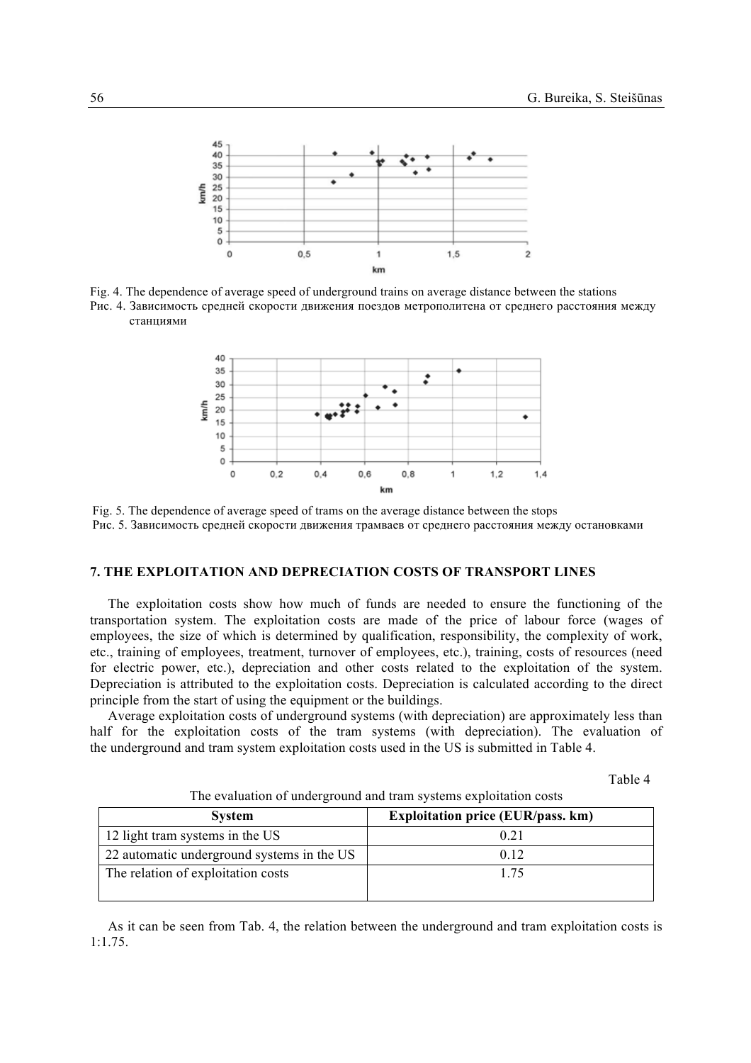Fig. 4. The dependence of average speed of underground trains on average distance between the stations
Рис. 4. Зависимость средней скорости движения поездов метрополитена от среднего расстояния между станциями

Fig. 5. The dependence of average speed of trams on the average distance between the stops
Рис. 5. Зависимость средней скорости движения трамваев от среднего расстояния между остановками

## 7. THE EXPLOITATION AND DEPRECIATION COSTS OF TRANSPORT LINES

The exploitation costs show how much of funds are needed to ensure the functioning of the transportation system. The exploitation costs are made of the price of labour force (wages of employees, the size of which is determined by qualification, responsibility, the complexity of work, etc., training of employees, treatment, turnover of employees, etc.), training, costs of resources (need for electric power, etc.), depreciation and other costs related to the exploitation of the system. Depreciation is attributed to the exploitation costs. Depreciation is calculated according to the direct principle from the start of using the equipment or the buildings.

Average exploitation costs of underground systems (with depreciation) are approximately less than half for the exploitation costs of the tram systems (with depreciation). The evaluation of the underground and tram system exploitation costs used in the US is submitted in Table 4.

Table 4

The evaluation of underground and tram systems exploitation costs

| System | Exploitation price (EUR/pass. km) |
|---|---|
| 12 light tram systems in the US | 0.21 |
| 22 automatic underground systems in the US | 0.12 |
| The relation of exploitation costs | 1.75 |

As it can be seen from Tab. 4, the relation between the underground and tram exploitation costs is 1:1.75.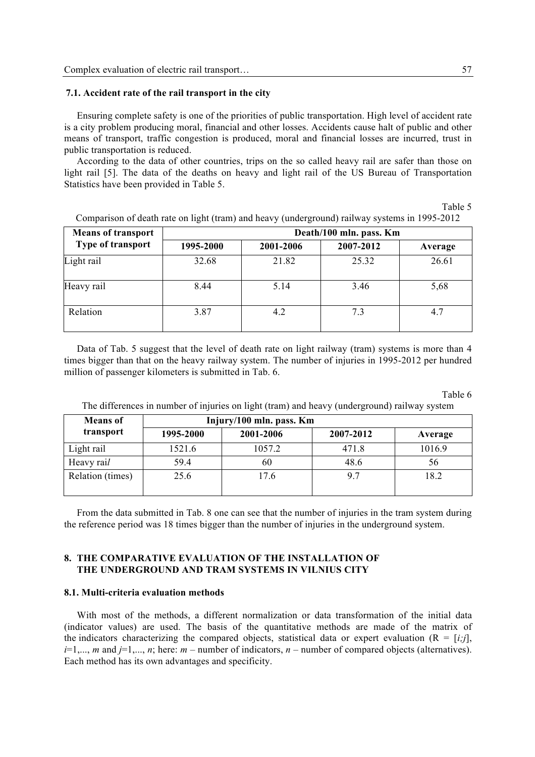### 7.1. Accident rate of the rail transport in the city

Ensuring complete safety is one of the priorities of public transportation. High level of accident rate is a city problem producing moral, financial and other losses. Accidents cause halt of public and other means of transport, traffic congestion is produced, moral and financial losses are incurred, trust in public transportation is reduced.

According to the data of other countries, trips on the so called heavy rail are safer than those on light rail [5]. The data of the deaths on heavy and light rail of the US Bureau of Transportation Statistics have been provided in Table 5.

Table 5

Comparison of death rate on light (tram) and heavy (underground) railway systems in 1995-2012

| **Means of transport** **Type of transport** | **Death/100 mln. pass. Km** | | | |
|---|---|---|---|---|
| | **1995-2000** | **2001-2006** | **2007-2012** | **Average** |
| Light rail | 32.68 | 21.82 | 25.32 | 26.61 |
| Heavy rail | 8.44 | 5.14 | 3.46 | 5,68 |
| Relation | 3.87 | 4.2 | 7.3 | 4.7 |

Data of Tab. 5 suggest that the level of death rate on light railway (tram) systems is more than 4 times bigger than that on the heavy railway system. The number of injuries in 1995-2012 per hundred million of passenger kilometers is submitted in Tab. 6.

Table 6

The differences in number of injuries on light (tram) and heavy (underground) railway system

| **Means of transport** | **Injury/100 mln. pass. Km** | | | |
|---|---|---|---|---|
| | **1995-2000** | **2001-2006** | **2007-2012** | **Average** |
| Light rail | 1521.6 | 1057.2 | 471.8 | 1016.9 |
| Heavy ra*il* | 59.4 | 60 | 48.6 | 56 |
| Relation (times) | 25.6 | 17.6 | 9.7 | 18.2 |

From the data submitted in Tab. 8 one can see that the number of injuries in the tram system during the reference period was 18 times bigger than the number of injuries in the underground system.

## 8. THE COMPARATIVE EVALUATION OF THE INSTALLATION OF THE UNDERGROUND AND TRAM SYSTEMS IN VILNIUS CITY

### 8.1. Multi-criteria evaluation methods

With most of the methods, a different normalization or data transformation of the initial data (indicator values) are used. The basis of the quantitative methods are made of the matrix of the indicators characterizing the compared objects, statistical data or expert evaluation ($R = [i;j]$, $i=1,..., m$ and $j=1,..., n$; here: $m$ – number of indicators, $n$ – number of compared objects (alternatives). Each method has its own advantages and specificity.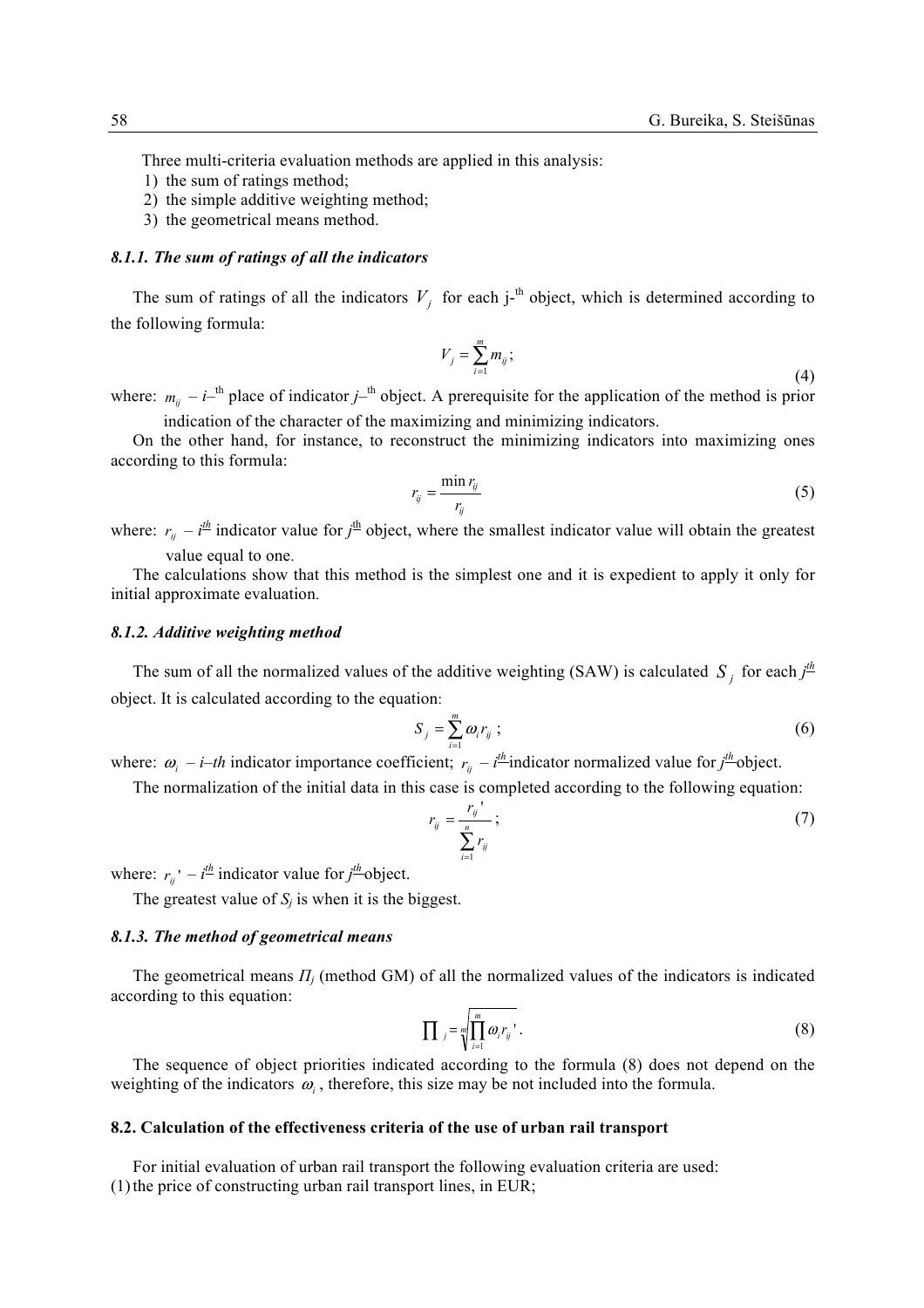Three multi-criteria evaluation methods are applied in this analysis:

1) the sum of ratings method;
2) the simple additive weighting method;
3) the geometrical means method.

### *8.1.1. The sum of ratings of all the indicators*

The sum of ratings of all the indicators $V_j$ for each j-th object, which is determined according to the following formula:

$$V_j = \sum_{i=1}^{m} m_{ij};\tag{4}$$

where: $m_{ij}$ – $i$–th place of indicator $j$–th object. A prerequisite for the application of the method is prior indication of the character of the maximizing and minimizing indicators.

On the other hand, for instance, to reconstruct the minimizing indicators into maximizing ones according to this formula:

$$r_{ij} = \frac{\min r_{ij}}{r_{ij}}\tag{5}$$

where: $r_{ij}$ – $i^{th}$ indicator value for $j^{th}$ object, where the smallest indicator value will obtain the greatest value equal to one.

The calculations show that this method is the simplest one and it is expedient to apply it only for initial approximate evaluation.

### *8.1.2. Additive weighting method*

The sum of all the normalized values of the additive weighting (SAW) is calculated $S_j$ for each $j^{th}$ object. It is calculated according to the equation:

$$S_j = \sum_{i=1}^{m} \omega_i r_{ij};\tag{6}$$

where: $\omega_i$ – $i$–$th$ indicator importance coefficient; $r_{ij}$ – $i^{th}$ indicator normalized value for $j^{th}$ object.

The normalization of the initial data in this case is completed according to the following equation:

$$r_{ij} = \frac{r_{ij}'}{\sum_{i=1}^{n} r_{ij}};\tag{7}$$

where: $r_{ij}'$ – $i^{th}$ indicator value for $j^{th}$ object.

The greatest value of $S_j$ is when it is the biggest.

### *8.1.3. The method of geometrical means*

The geometrical means $\Pi_j$ (method GM) of all the normalized values of the indicators is indicated according to this equation:

$$\prod_j = \sqrt[m]{\prod_{i=1}^{m} \omega_i r_{ij}'}.\tag{8}$$

The sequence of object priorities indicated according to the formula (8) does not depend on the weighting of the indicators $\omega_i$, therefore, this size may be not included into the formula.

## 8.2. Calculation of the effectiveness criteria of the use of urban rail transport

For initial evaluation of urban rail transport the following evaluation criteria are used:

(1) the price of constructing urban rail transport lines, in EUR;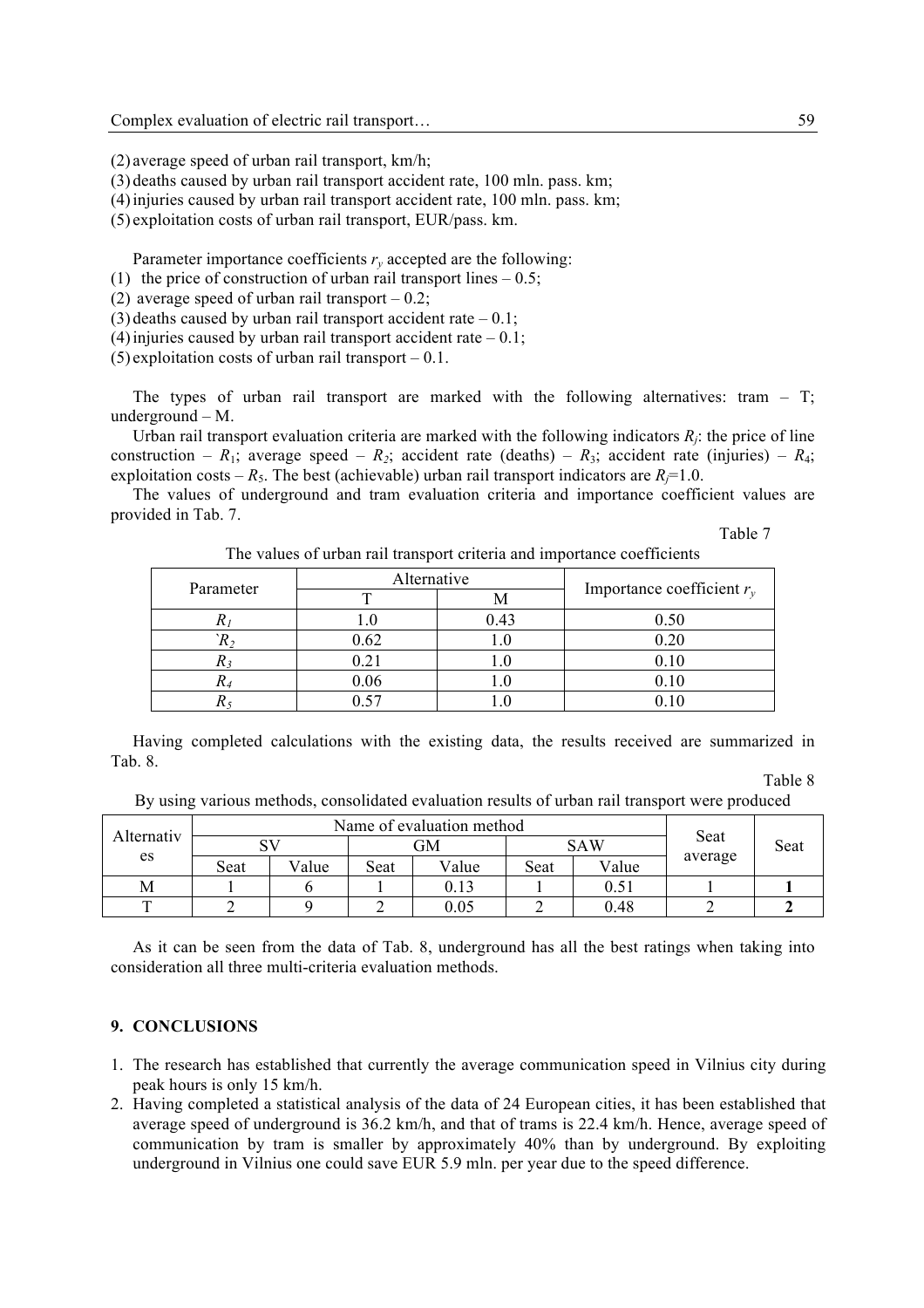(2) average speed of urban rail transport, km/h;
(3) deaths caused by urban rail transport accident rate, 100 mln. pass. km;
(4) injuries caused by urban rail transport accident rate, 100 mln. pass. km;
(5) exploitation costs of urban rail transport, EUR/pass. km.

Parameter importance coefficients $r_y$ accepted are the following:
(1) the price of construction of urban rail transport lines – 0.5;
(2) average speed of urban rail transport – 0.2;
(3) deaths caused by urban rail transport accident rate – 0.1;
(4) injuries caused by urban rail transport accident rate – 0.1;
(5) exploitation costs of urban rail transport – 0.1.

The types of urban rail transport are marked with the following alternatives: tram – T; underground – M.

Urban rail transport evaluation criteria are marked with the following indicators $R_j$: the price of line construction – $R_1$; average speed – $R_2$; accident rate (deaths) – $R_3$; accident rate (injuries) – $R_4$; exploitation costs – $R_5$. The best (achievable) urban rail transport indicators are $R_j$=1.0.

The values of underground and tram evaluation criteria and importance coefficient values are provided in Tab. 7.

Table 7

The values of urban rail transport criteria and importance coefficients

| Parameter | Alternative | | Importance coefficient $r_y$ |
|---|---|---|---|
| | T | M | |
| $R_1$ | 1.0 | 0.43 | 0.50 |
| `$R_2$ | 0.62 | 1.0 | 0.20 |
| $R_3$ | 0.21 | 1.0 | 0.10 |
| $R_4$ | 0.06 | 1.0 | 0.10 |
| $R_5$ | 0.57 | 1.0 | 0.10 |

Having completed calculations with the existing data, the results received are summarized in Tab. 8.

Table 8

By using various methods, consolidated evaluation results of urban rail transport were produced

| Alternatives | Name of evaluation method | | | | | | Seat average | Seat |
|---|---|---|---|---|---|---|---|---|
| | SV | | GM | | SAW | | | |
| | Seat | Value | Seat | Value | Seat | Value | | |
| M | 1 | 6 | 1 | 0.13 | 1 | 0.51 | 1 | **1** |
| T | 2 | 9 | 2 | 0.05 | 2 | 0.48 | 2 | **2** |

As it can be seen from the data of Tab. 8, underground has all the best ratings when taking into consideration all three multi-criteria evaluation methods.

## 9. CONCLUSIONS

1. The research has established that currently the average communication speed in Vilnius city during peak hours is only 15 km/h.
2. Having completed a statistical analysis of the data of 24 European cities, it has been established that average speed of underground is 36.2 km/h, and that of trams is 22.4 km/h. Hence, average speed of communication by tram is smaller by approximately 40% than by underground. By exploiting underground in Vilnius one could save EUR 5.9 mln. per year due to the speed difference.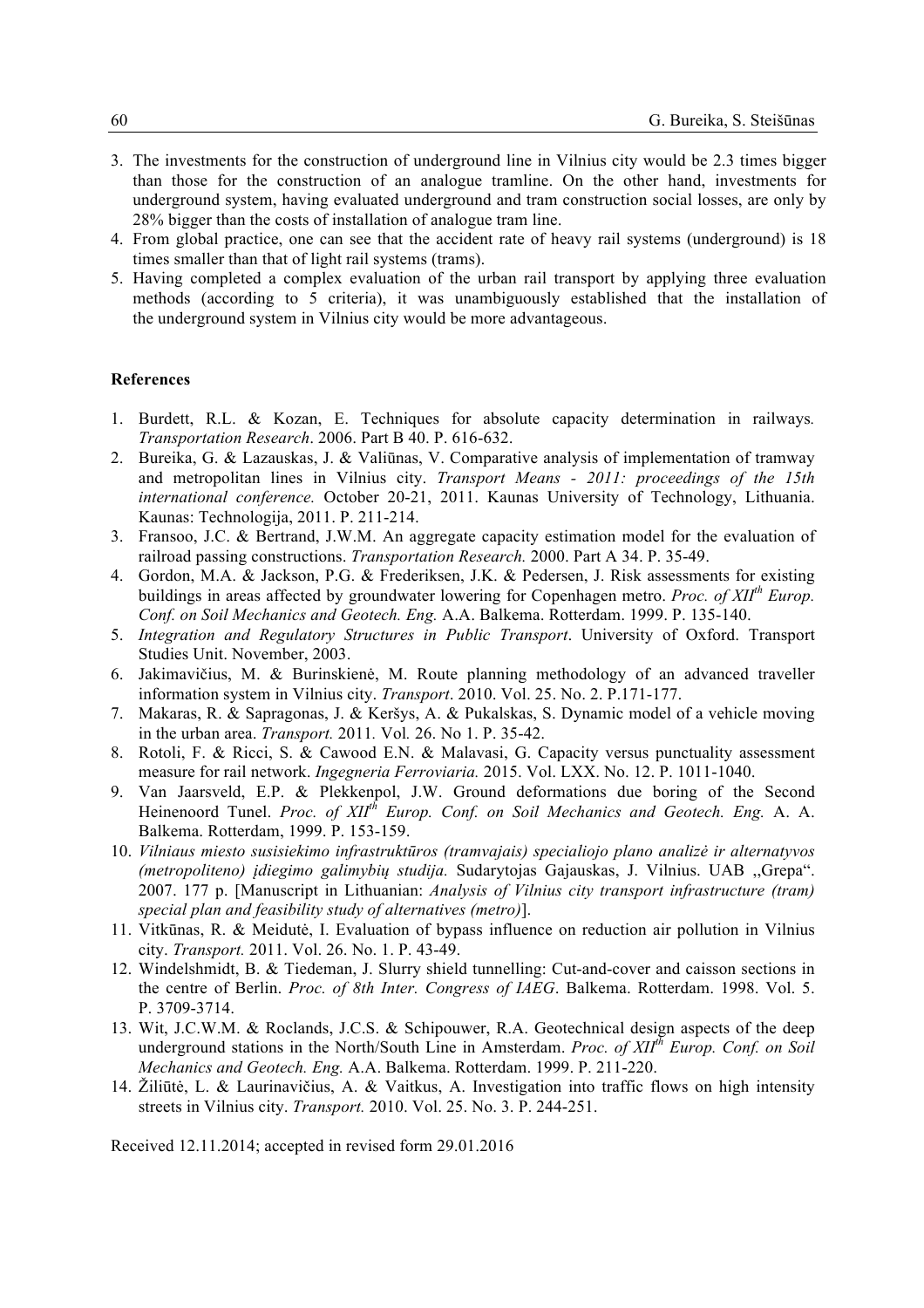3. The investments for the construction of underground line in Vilnius city would be 2.3 times bigger than those for the construction of an analogue tramline. On the other hand, investments for underground system, having evaluated underground and tram construction social losses, are only by 28% bigger than the costs of installation of analogue tram line.
4. From global practice, one can see that the accident rate of heavy rail systems (underground) is 18 times smaller than that of light rail systems (trams).
5. Having completed a complex evaluation of the urban rail transport by applying three evaluation methods (according to 5 criteria), it was unambiguously established that the installation of the underground system in Vilnius city would be more advantageous.

**References**

1. Burdett, R.L. & Kozan, E. Techniques for absolute capacity determination in railways*.* *Transportation Research*. 2006. Part B 40. P. 616-632.
2. Bureika, G. & Lazauskas, J. & Valiūnas, V. Comparative analysis of implementation of tramway and metropolitan lines in Vilnius city. *Transport Means - 2011: proceedings of the 15th international conference.* October 20-21, 2011. Kaunas University of Technology, Lithuania. Kaunas: Technologija, 2011. P. 211-214.
3. Fransoo, J.C. & Bertrand, J.W.M. An aggregate capacity estimation model for the evaluation of railroad passing constructions. *Transportation Research.* 2000. Part A 34. P. 35-49.
4. Gordon, M.A. & Jackson, P.G. & Frederiksen, J.K. & Pedersen, J. Risk assessments for existing buildings in areas affected by groundwater lowering for Copenhagen metro. *Proc. of XII<sup>th</sup> Europ. Conf. on Soil Mechanics and Geotech. Eng.* A.A. Balkema. Rotterdam. 1999. P. 135-140.
5. *Integration and Regulatory Structures in Public Transport*. University of Oxford. Transport Studies Unit. November, 2003.
6. Jakimavičius, M. & Burinskienė, M. Route planning methodology of an advanced traveller information system in Vilnius city. *Transport*. 2010. Vol. 25. No. 2. P.171-177.
7. Makaras, R. & Sapragonas, J. & Keršys, A. & Pukalskas, S. Dynamic model of a vehicle moving in the urban area. *Transport.* 2011*.* Vol*.* 26. No 1. P. 35-42.
8. Rotoli, F. & Ricci, S. & Cawood E.N. & Malavasi, G. Capacity versus punctuality assessment measure for rail network. *Ingegneria Ferroviaria.* 2015. Vol. LXX. No. 12. P. 1011-1040.
9. Van Jaarsveld, E.P. & Plekkenpol, J.W. Ground deformations due boring of the Second Heinenoord Tunel. *Proc. of XII<sup>th</sup> Europ. Conf. on Soil Mechanics and Geotech. Eng.* A. A. Balkema. Rotterdam, 1999. P. 153-159.
10. *Vilniaus miesto susisiekimo infrastruktūros (tramvajais) specialiojo plano analizė ir alternatyvos (metropoliteno) įdiegimo galimybių studija.* Sudarytojas Gajauskas, J. Vilnius. UAB „Grepa". 2007. 177 p. [Manuscript in Lithuanian: *Analysis of Vilnius city transport infrastructure (tram) special plan and feasibility study of alternatives (metro)*].
11. Vitkūnas, R. & Meidutė, I. Evaluation of bypass influence on reduction air pollution in Vilnius city. *Transport.* 2011. Vol. 26. No. 1. P. 43-49.
12. Windelshmidt, B. & Tiedeman, J. Slurry shield tunnelling: Cut-and-cover and caisson sections in the centre of Berlin. *Proc. of 8th Inter. Congress of IAEG*. Balkema. Rotterdam. 1998. Vol. 5. P. 3709-3714.
13. Wit, J.C.W.M. & Roclands, J.C.S. & Schipouwer, R.A. Geotechnical design aspects of the deep underground stations in the North/South Line in Amsterdam. *Proc. of XII<sup>th</sup> Europ. Conf. on Soil Mechanics and Geotech. Eng.* A.A. Balkema. Rotterdam. 1999. P. 211-220.
14. Žiliūtė, L. & Laurinavičius, A. & Vaitkus, A. Investigation into traffic flows on high intensity streets in Vilnius city. *Transport.* 2010. Vol. 25. No. 3. P. 244-251.

Received 12.11.2014; accepted in revised form 29.01.2016